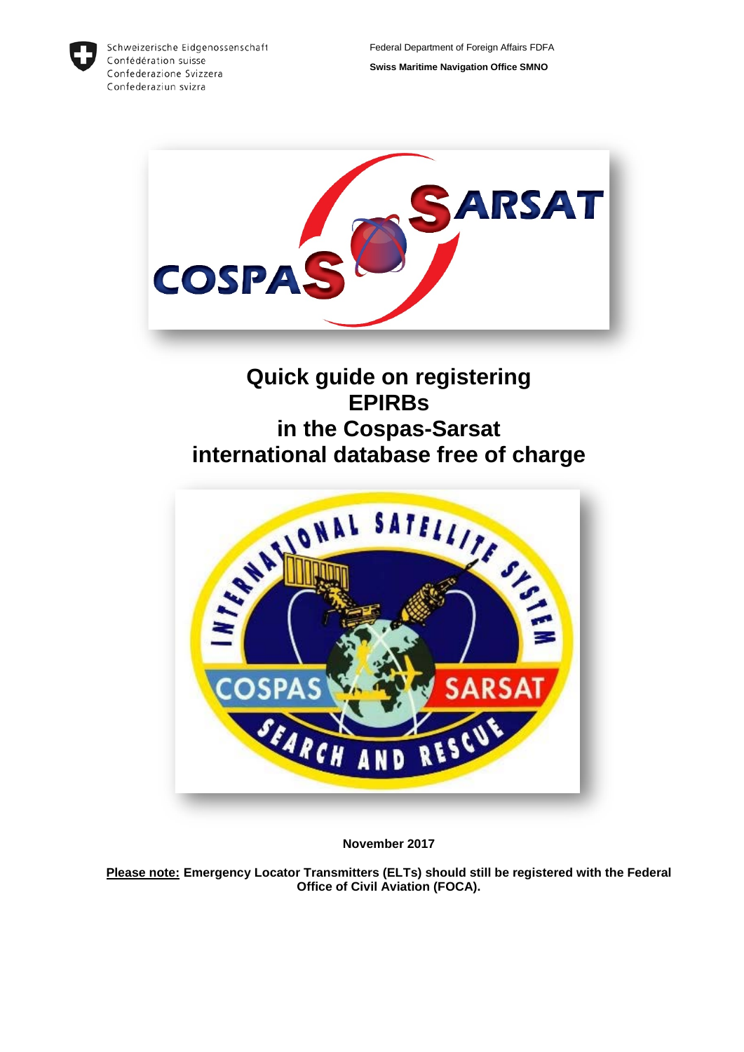Schweizerische Eidgenossenschaft
Confédération suisse
Confederazione Svizzera
Confederaziun svizra

Federal Department of Foreign Affairs FDFA

**Swiss Maritime Navigation Office SMNO**

# Quick guide on registering EPIRBs in the Cospas-Sarsat international database free of charge

**November 2017**

**<u>Please note:</u> Emergency Locator Transmitters (ELTs) should still be registered with the Federal Office of Civil Aviation (FOCA).**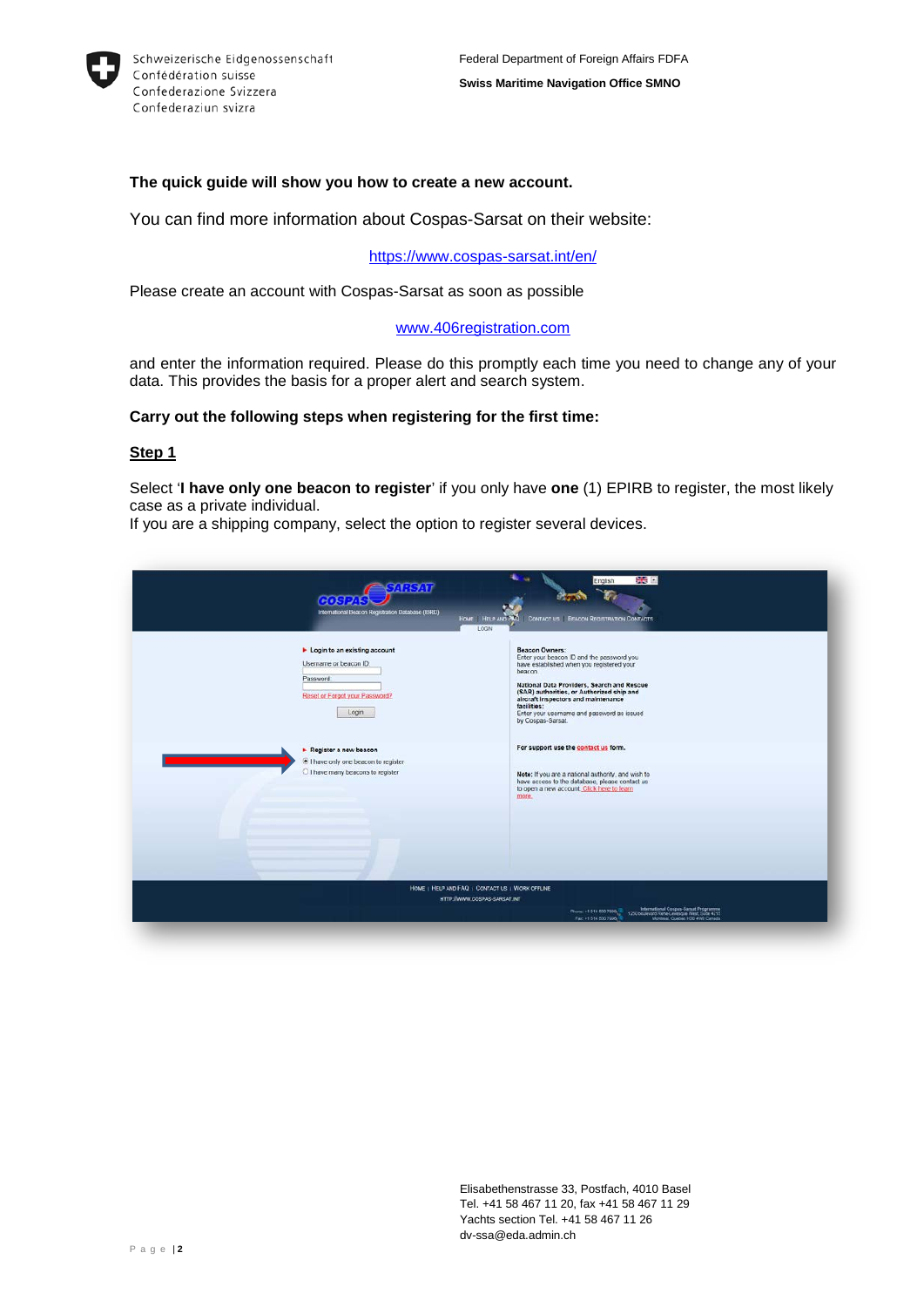**The quick guide will show you how to create a new account.**

You can find more information about Cospas-Sarsat on their website:

https://www.cospas-sarsat.int/en/

Please create an account with Cospas-Sarsat as soon as possible

www.406registration.com

and enter the information required. Please do this promptly each time you need to change any of your data. This provides the basis for a proper alert and search system.

**Carry out the following steps when registering for the first time:**

**Step 1**

Select '**I have only one beacon to register**' if you only have **one** (1) EPIRB to register, the most likely case as a private individual.
If you are a shipping company, select the option to register several devices.

Elisabethenstrasse 33, Postfach, 4010 Basel
Tel. +41 58 467 11 20, fax +41 58 467 11 29
Yachts section Tel. +41 58 467 11 26
dv-ssa@eda.admin.ch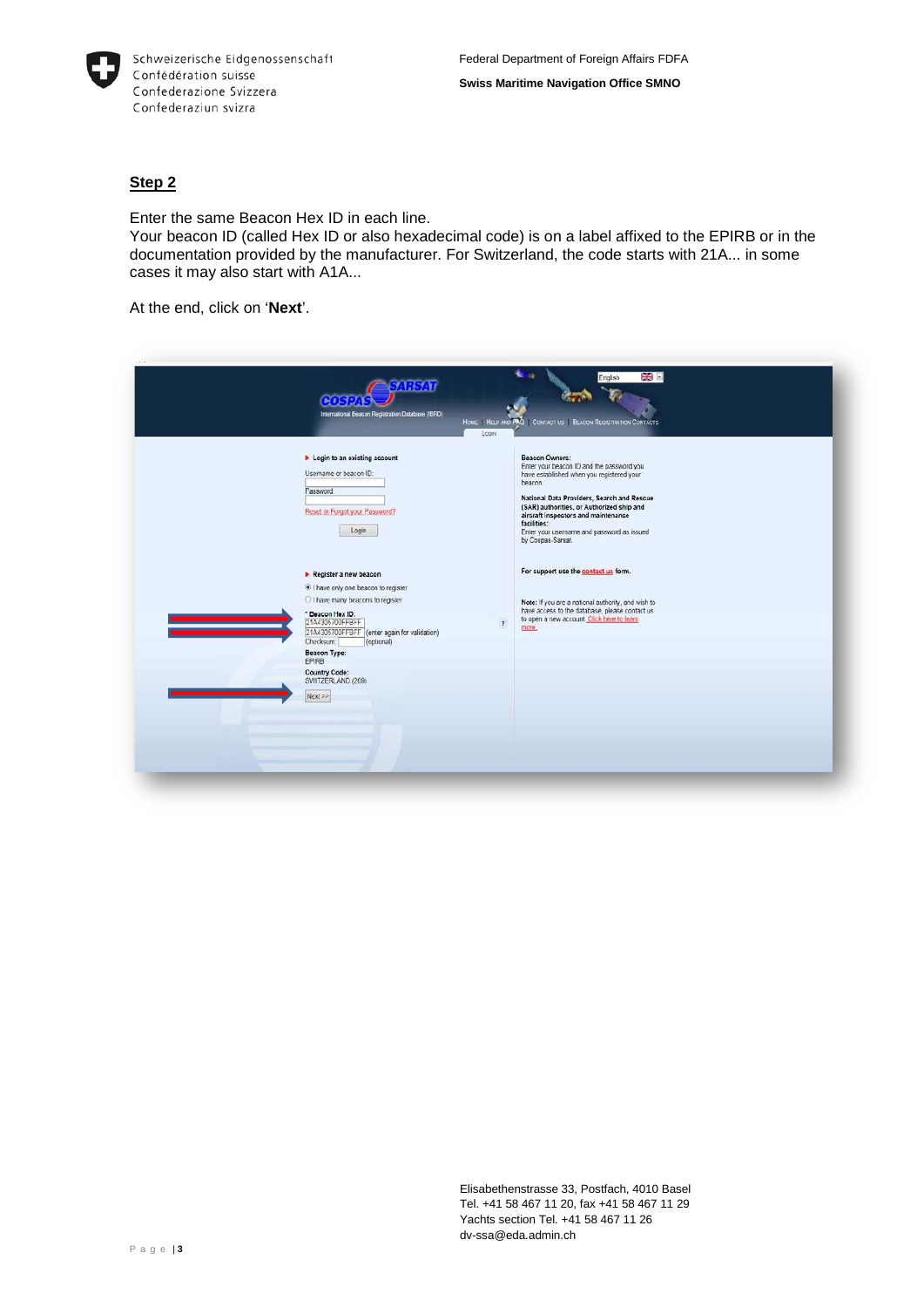## Step 2

Enter the same Beacon Hex ID in each line.
Your beacon ID (called Hex ID or also hexadecimal code) is on a label affixed to the EPIRB or in the documentation provided by the manufacturer. For Switzerland, the code starts with 21A... in some cases it may also start with A1A...

At the end, click on '**Next**'.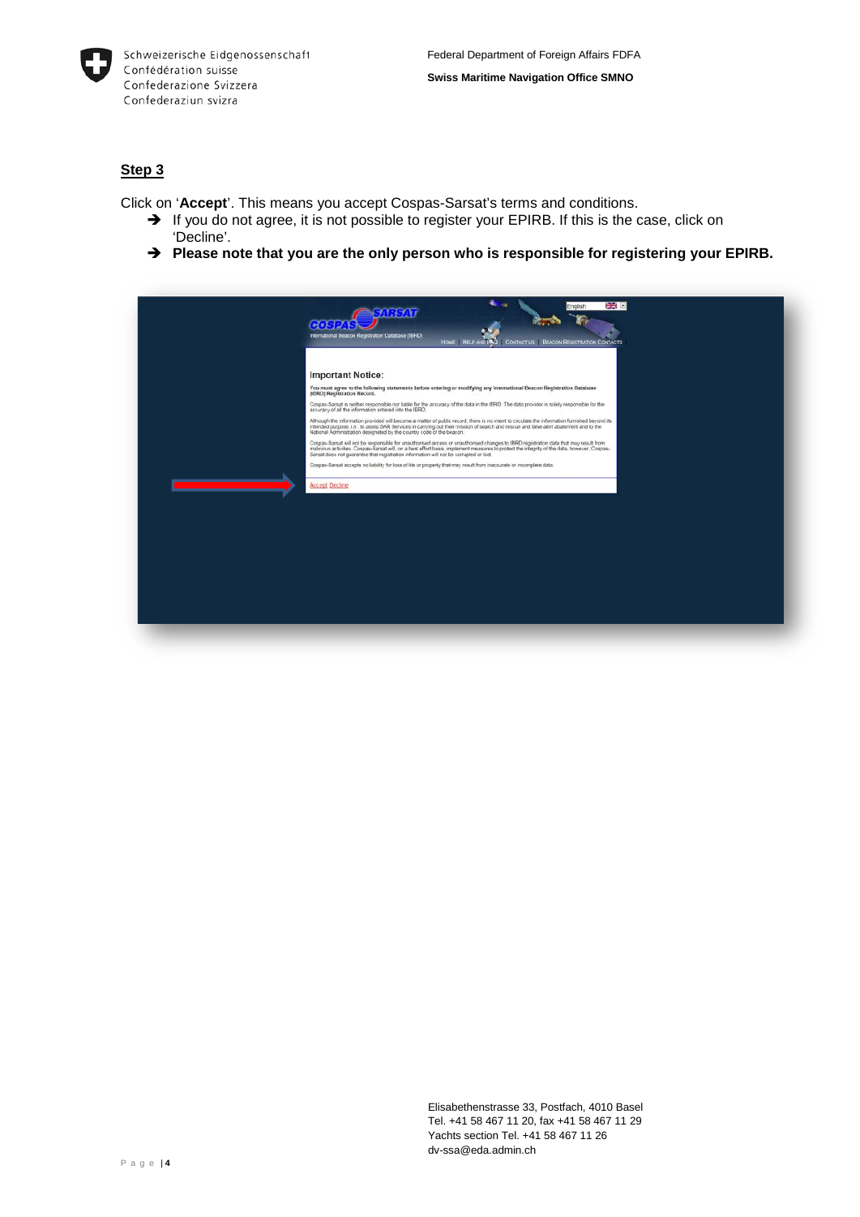## Step 3

Click on '**Accept**'. This means you accept Cospas-Sarsat's terms and conditions.

- ➔ If you do not agree, it is not possible to register your EPIRB. If this is the case, click on 'Decline'.
- ➔ **Please note that you are the only person who is responsible for registering your EPIRB.**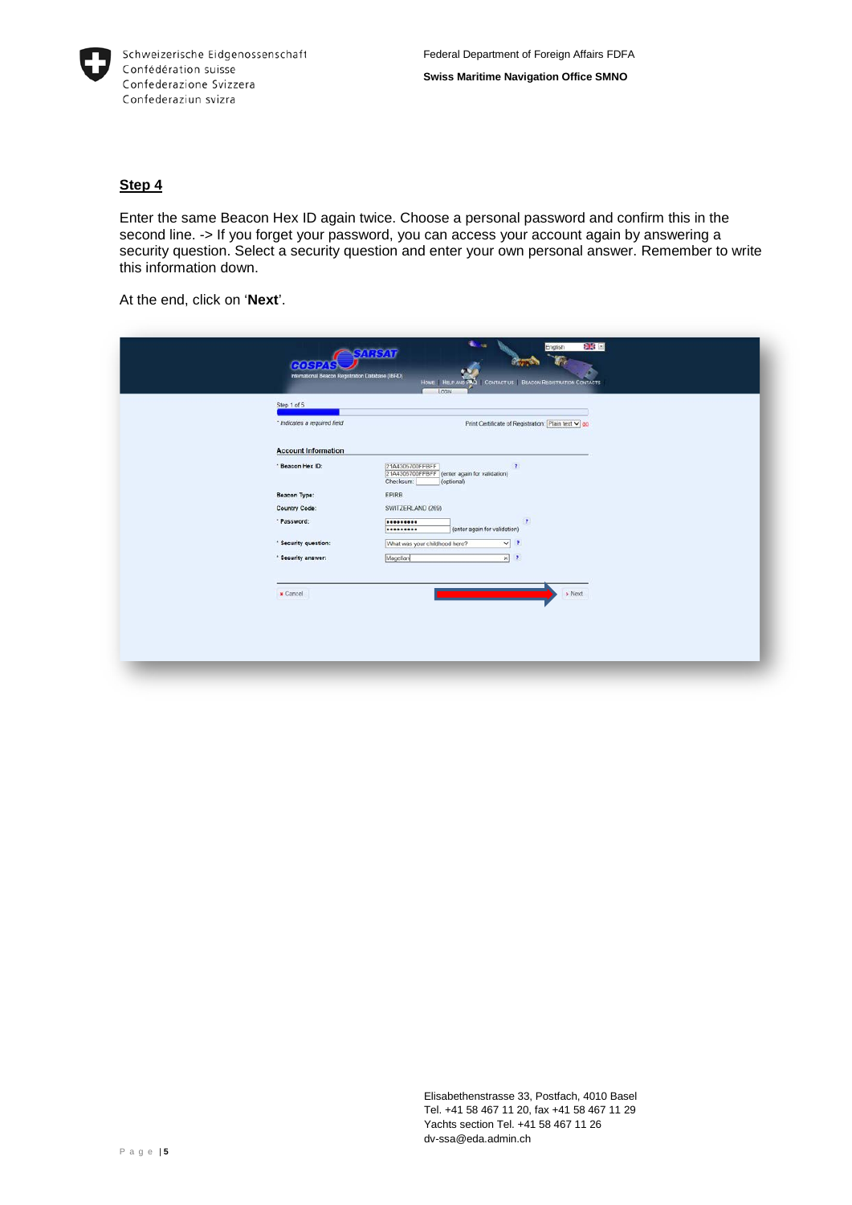## Step 4

Enter the same Beacon Hex ID again twice. Choose a personal password and confirm this in the second line. -> If you forget your password, you can access your account again by answering a security question. Select a security question and enter your own personal answer. Remember to write this information down.

At the end, click on '**Next**'.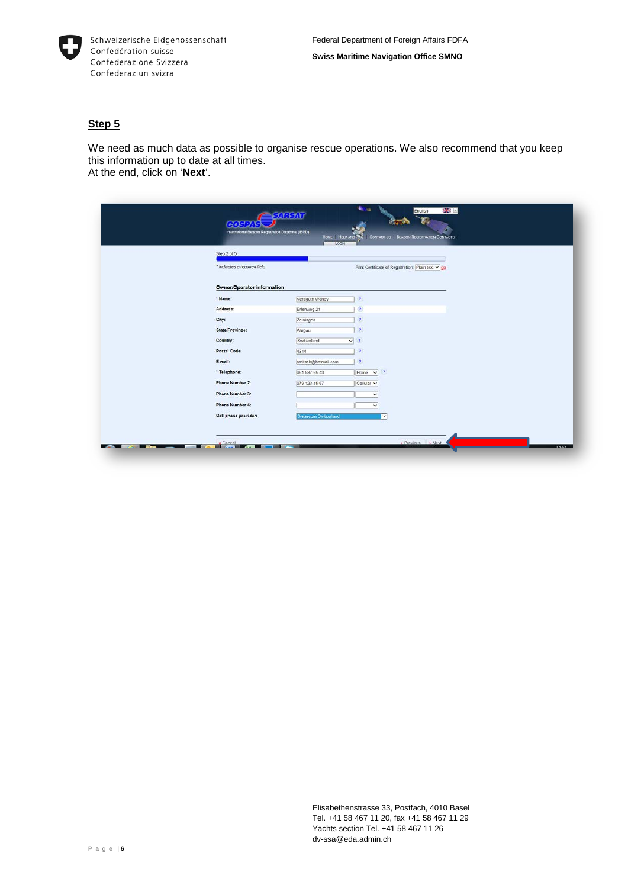## Step 5

We need as much data as possible to organise rescue operations. We also recommend that you keep this information up to date at all times.
At the end, click on '**Next**'.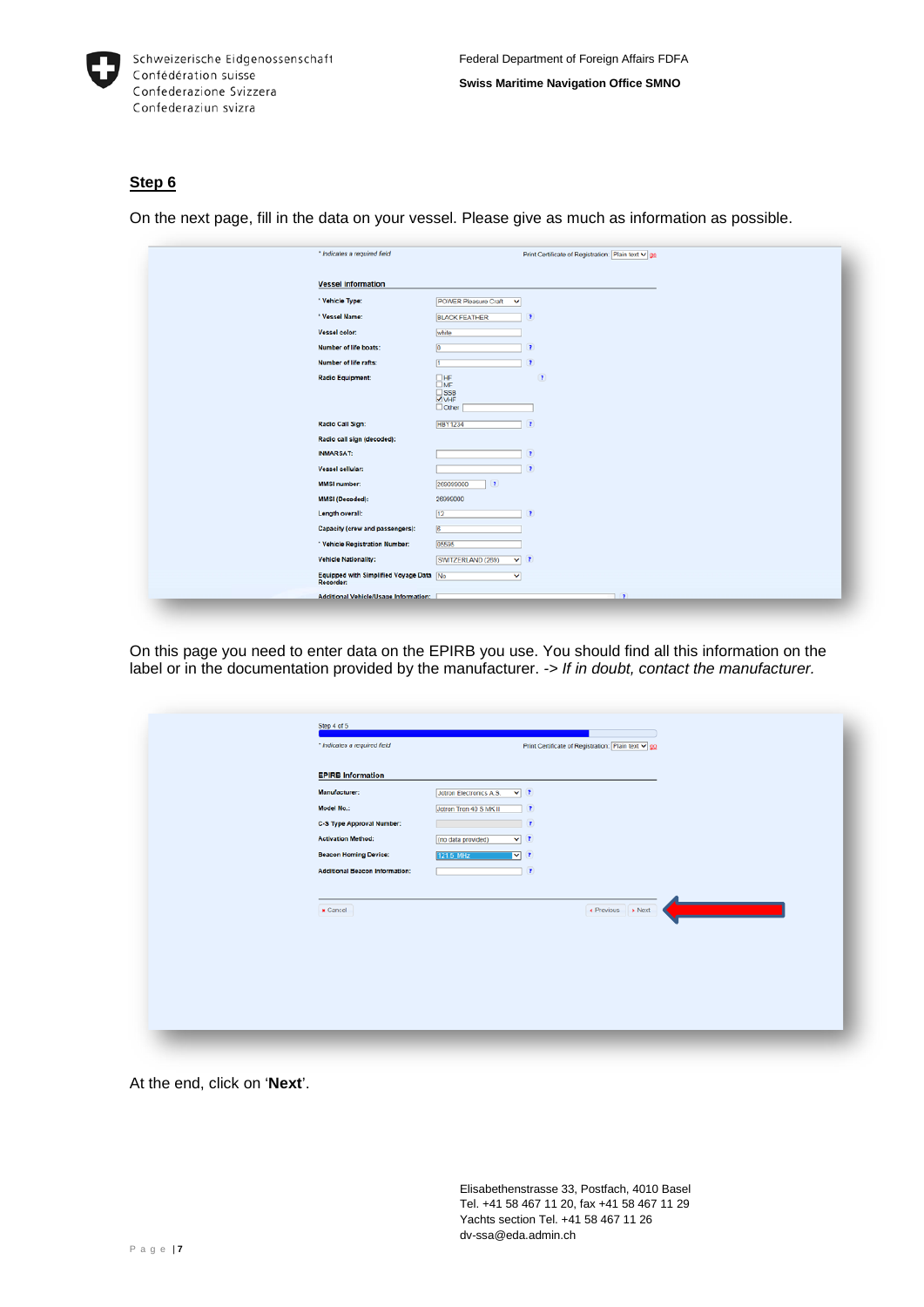## Step 6

On the next page, fill in the data on your vessel. Please give as much as information as possible.

* indicates a required field                                   Print Certificate of Registration: Plain text go

**Vessel Information**

| | |
|---|---|
| * Vehicle Type: | POWER Pleasure Craft |
| * Vessel Name: | BLACK FEATHER |
| Vessel color: | white |
| Number of life boats: | 0 |
| Number of life rafts: | 1 |
| Radio Equipment: | HF, MF, SSB, VHF (checked), Other |
| Radio Call Sign: | HBY1234 |
| Radio call sign (decoded): | |
| INMARSAT: | |
| Vessel cellular: | |
| MMSI number: | 269099000 |
| MMSI (Decoded): | 26990000 |
| Length overall: | 12 |
| Capacity (crew and passengers): | 8 |
| * Vehicle Registration Number: | 85595 |
| Vehicle Nationality: | SWITZERLAND (269) |
| Equipped with Simplified Voyage Data Recorder: | No |
| Additional Vehicle/Usage Information: | |

On this page you need to enter data on the EPIRB you use. You should find all this information on the label or in the documentation provided by the manufacturer. -> *If in doubt, contact the manufacturer.*

Step 4 of 5

* indicates a required field                                   Print Certificate of Registration: Plain text go

**EPIRB Information**

| | |
|---|---|
| Manufacturer: | Jotron Electronics A.S. |
| Model No.: | Jotron Tron 40 S MK II |
| C-S Type Approval Number: | |
| Activation Method: | (no data provided) |
| Beacon Homing Device: | 121.5_MHz |
| Additional Beacon Information: | |

Cancel                                                                 Previous   Next

At the end, click on '**Next**'.

Elisabethenstrasse 33, Postfach, 4010 Basel
Tel. +41 58 467 11 20, fax +41 58 467 11 29
Yachts section Tel. +41 58 467 11 26
dv-ssa@eda.admin.ch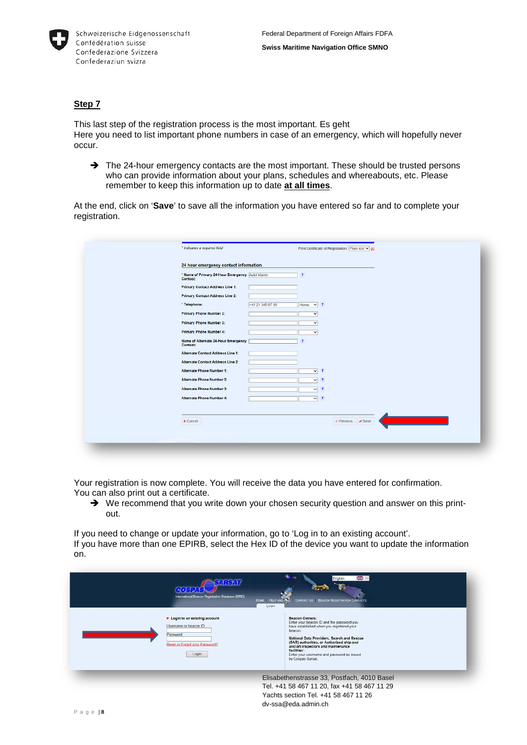## Step 7

This last step of the registration process is the most important. Es geht
Here you need to list important phone numbers in case of an emergency, which will hopefully never occur.

➔ The 24-hour emergency contacts are the most important. These should be trusted persons who can provide information about your plans, schedules and whereabouts, etc. Please remember to keep this information up to date **at all times**.

At the end, click on '**Save**' to save all the information you have entered so far and to complete your registration.

Your registration is now complete. You will receive the data you have entered for confirmation.
You can also print out a certificate.

➔ We recommend that you write down your chosen security question and answer on this print-out.

If you need to change or update your information, go to 'Log in to an existing account'.
If you have more than one EPIRB, select the Hex ID of the device you want to update the information on.

Elisabethenstrasse 33, Postfach, 4010 Basel
Tel. +41 58 467 11 20, fax +41 58 467 11 29
Yachts section Tel. +41 58 467 11 26
dv-ssa@eda.admin.ch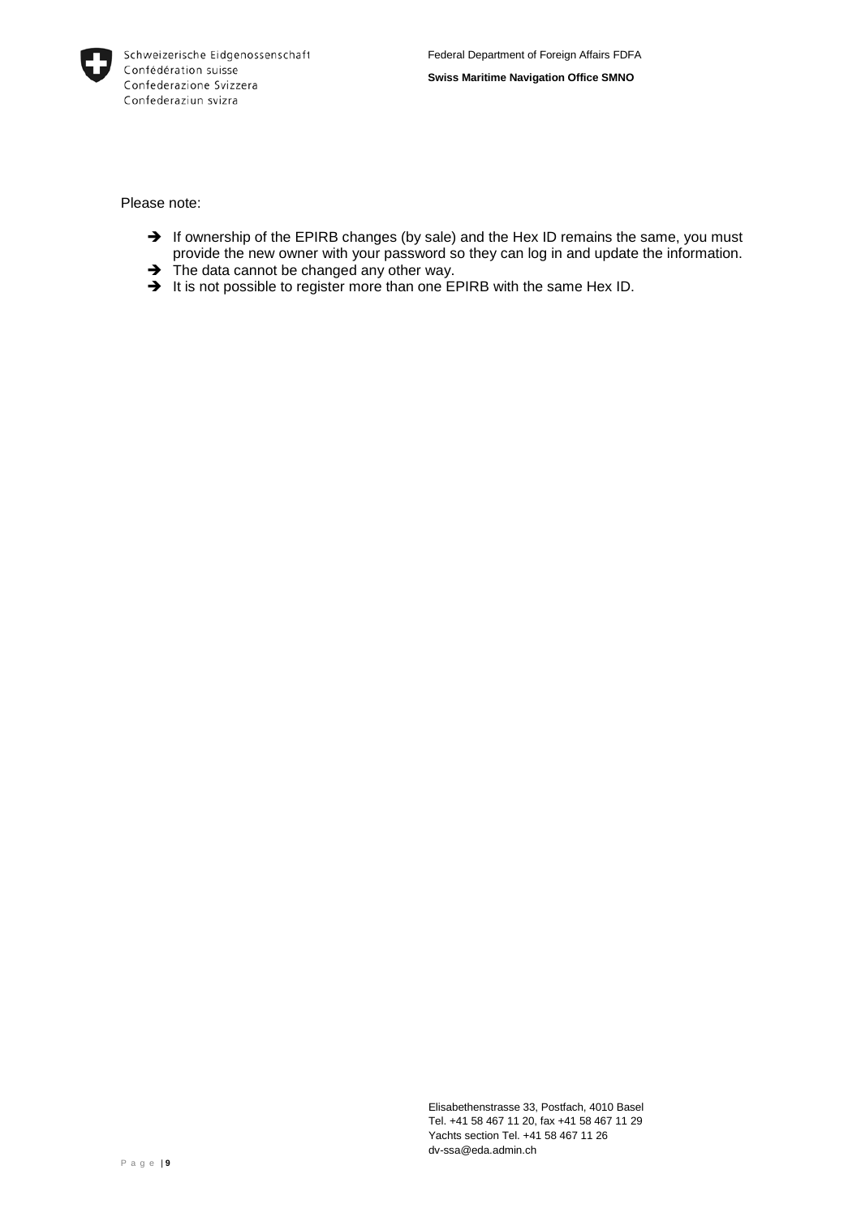Please note:

- ➔ If ownership of the EPIRB changes (by sale) and the Hex ID remains the same, you must provide the new owner with your password so they can log in and update the information.
- ➔ The data cannot be changed any other way.
- ➔ It is not possible to register more than one EPIRB with the same Hex ID.